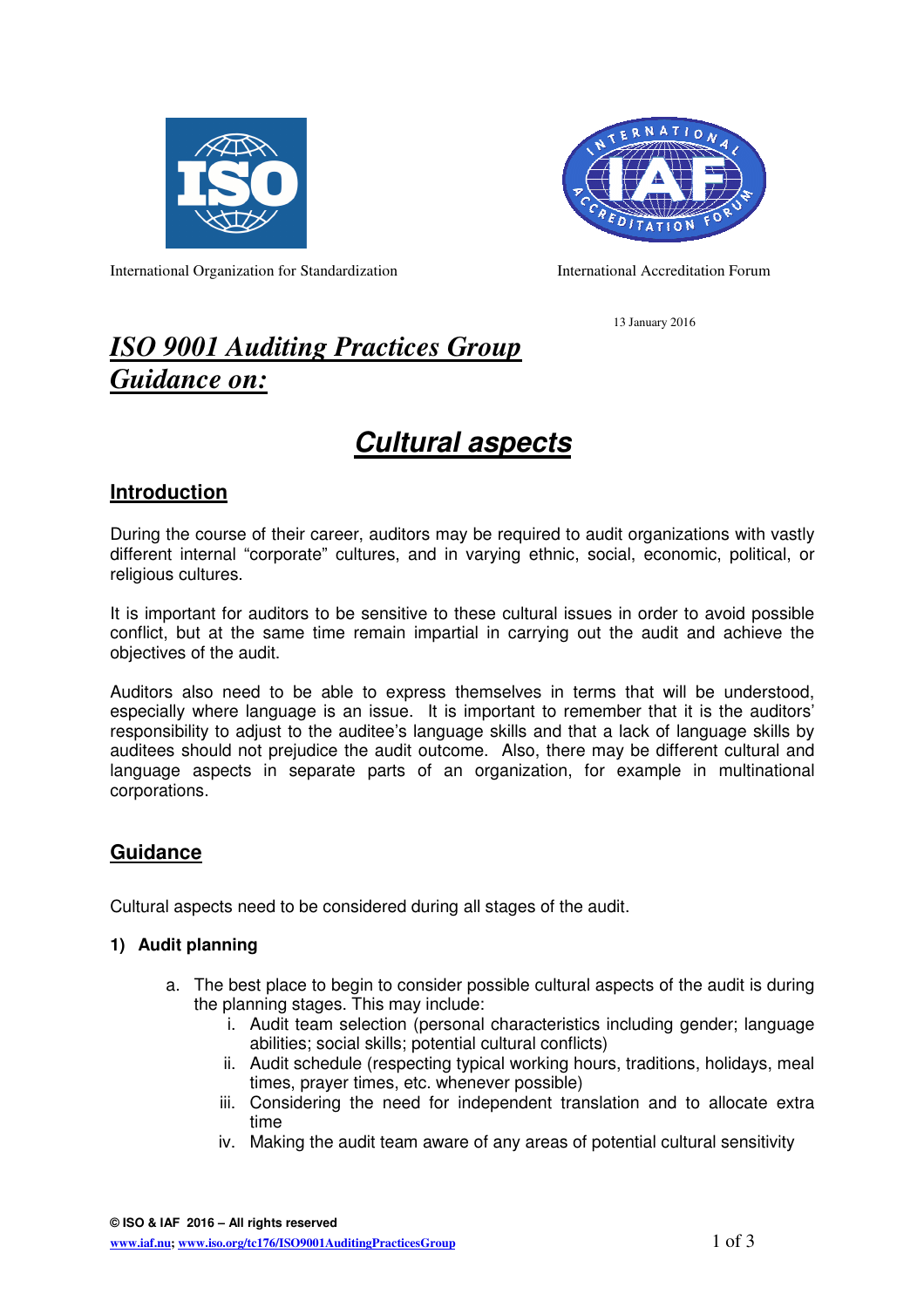International Organization for Standardization

International Accreditation Forum

13 January 2016

# *ISO 9001 Auditing Practices Group Guidance on:*

# ***Cultural aspects***

## Introduction

During the course of their career, auditors may be required to audit organizations with vastly different internal "corporate" cultures, and in varying ethnic, social, economic, political, or religious cultures.

It is important for auditors to be sensitive to these cultural issues in order to avoid possible conflict, but at the same time remain impartial in carrying out the audit and achieve the objectives of the audit.

Auditors also need to be able to express themselves in terms that will be understood, especially where language is an issue. It is important to remember that it is the auditors' responsibility to adjust to the auditee's language skills and that a lack of language skills by auditees should not prejudice the audit outcome. Also, there may be different cultural and language aspects in separate parts of an organization, for example in multinational corporations.

## Guidance

Cultural aspects need to be considered during all stages of the audit.

### 1) Audit planning

a. The best place to begin to consider possible cultural aspects of the audit is during the planning stages. This may include:
   i. Audit team selection (personal characteristics including gender; language abilities; social skills; potential cultural conflicts)
   ii. Audit schedule (respecting typical working hours, traditions, holidays, meal times, prayer times, etc. whenever possible)
   iii. Considering the need for independent translation and to allocate extra time
   iv. Making the audit team aware of any areas of potential cultural sensitivity

**© ISO & IAF 2016 – All rights reserved**

www.iaf.nu; www.iso.org/tc176/ISO9001AuditingPracticesGroup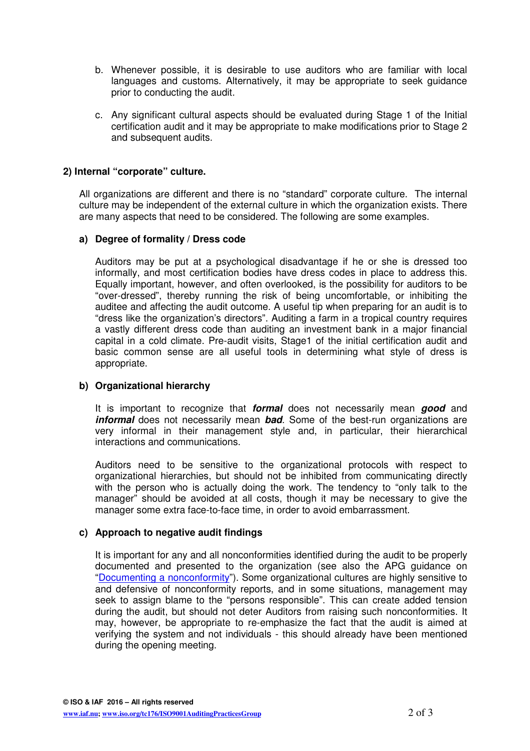b. Whenever possible, it is desirable to use auditors who are familiar with local languages and customs. Alternatively, it may be appropriate to seek guidance prior to conducting the audit.

c. Any significant cultural aspects should be evaluated during Stage 1 of the Initial certification audit and it may be appropriate to make modifications prior to Stage 2 and subsequent audits.

## 2) Internal "corporate" culture.

All organizations are different and there is no "standard" corporate culture. The internal culture may be independent of the external culture in which the organization exists. There are many aspects that need to be considered. The following are some examples.

### a) Degree of formality / Dress code

Auditors may be put at a psychological disadvantage if he or she is dressed too informally, and most certification bodies have dress codes in place to address this. Equally important, however, and often overlooked, is the possibility for auditors to be "over-dressed", thereby running the risk of being uncomfortable, or inhibiting the auditee and affecting the audit outcome. A useful tip when preparing for an audit is to "dress like the organization's directors". Auditing a farm in a tropical country requires a vastly different dress code than auditing an investment bank in a major financial capital in a cold climate. Pre-audit visits, Stage1 of the initial certification audit and basic common sense are all useful tools in determining what style of dress is appropriate.

### b) Organizational hierarchy

It is important to recognize that ***formal*** does not necessarily mean ***good*** and ***informal*** does not necessarily mean ***bad***. Some of the best-run organizations are very informal in their management style and, in particular, their hierarchical interactions and communications.

Auditors need to be sensitive to the organizational protocols with respect to organizational hierarchies, but should not be inhibited from communicating directly with the person who is actually doing the work. The tendency to "only talk to the manager" should be avoided at all costs, though it may be necessary to give the manager some extra face-to-face time, in order to avoid embarrassment.

### c) Approach to negative audit findings

It is important for any and all nonconformities identified during the audit to be properly documented and presented to the organization (see also the APG guidance on "Documenting a nonconformity"). Some organizational cultures are highly sensitive to and defensive of nonconformity reports, and in some situations, management may seek to assign blame to the "persons responsible". This can create added tension during the audit, but should not deter Auditors from raising such nonconformities. It may, however, be appropriate to re-emphasize the fact that the audit is aimed at verifying the system and not individuals - this should already have been mentioned during the opening meeting.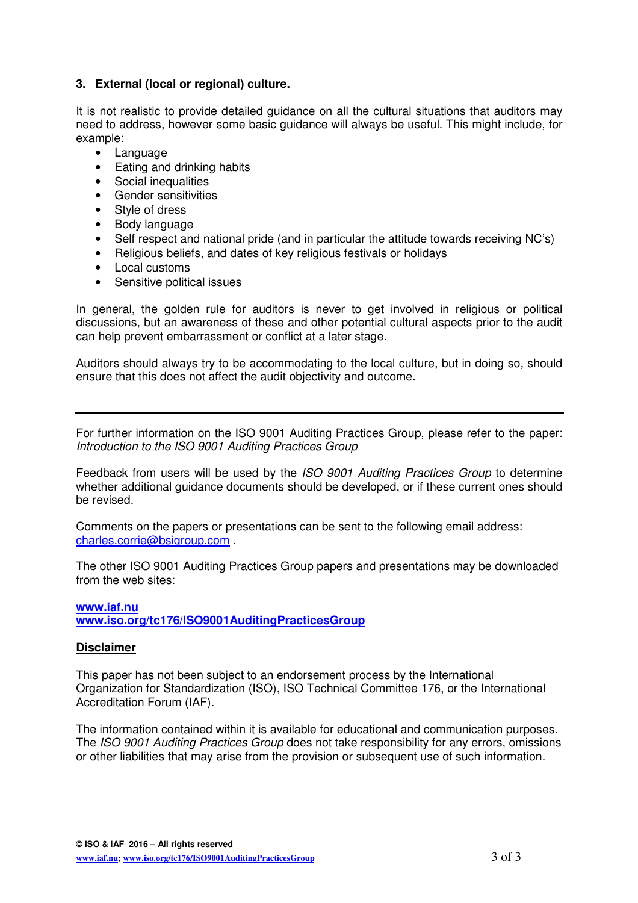### 3. External (local or regional) culture.

It is not realistic to provide detailed guidance on all the cultural situations that auditors may need to address, however some basic guidance will always be useful. This might include, for example:

- Language
- Eating and drinking habits
- Social inequalities
- Gender sensitivities
- Style of dress
- Body language
- Self respect and national pride (and in particular the attitude towards receiving NC's)
- Religious beliefs, and dates of key religious festivals or holidays
- Local customs
- Sensitive political issues

In general, the golden rule for auditors is never to get involved in religious or political discussions, but an awareness of these and other potential cultural aspects prior to the audit can help prevent embarrassment or conflict at a later stage.

Auditors should always try to be accommodating to the local culture, but in doing so, should ensure that this does not affect the audit objectivity and outcome.

---

For further information on the ISO 9001 Auditing Practices Group, please refer to the paper: *Introduction to the ISO 9001 Auditing Practices Group*

Feedback from users will be used by the *ISO 9001 Auditing Practices Group* to determine whether additional guidance documents should be developed, or if these current ones should be revised.

Comments on the papers or presentations can be sent to the following email address: charles.corrie@bsigroup.com .

The other ISO 9001 Auditing Practices Group papers and presentations may be downloaded from the web sites:

**www.iaf.nu**
**www.iso.org/tc176/ISO9001AuditingPracticesGroup**

**Disclaimer**

This paper has not been subject to an endorsement process by the International Organization for Standardization (ISO), ISO Technical Committee 176, or the International Accreditation Forum (IAF).

The information contained within it is available for educational and communication purposes. The *ISO 9001 Auditing Practices Group* does not take responsibility for any errors, omissions or other liabilities that may arise from the provision or subsequent use of such information.